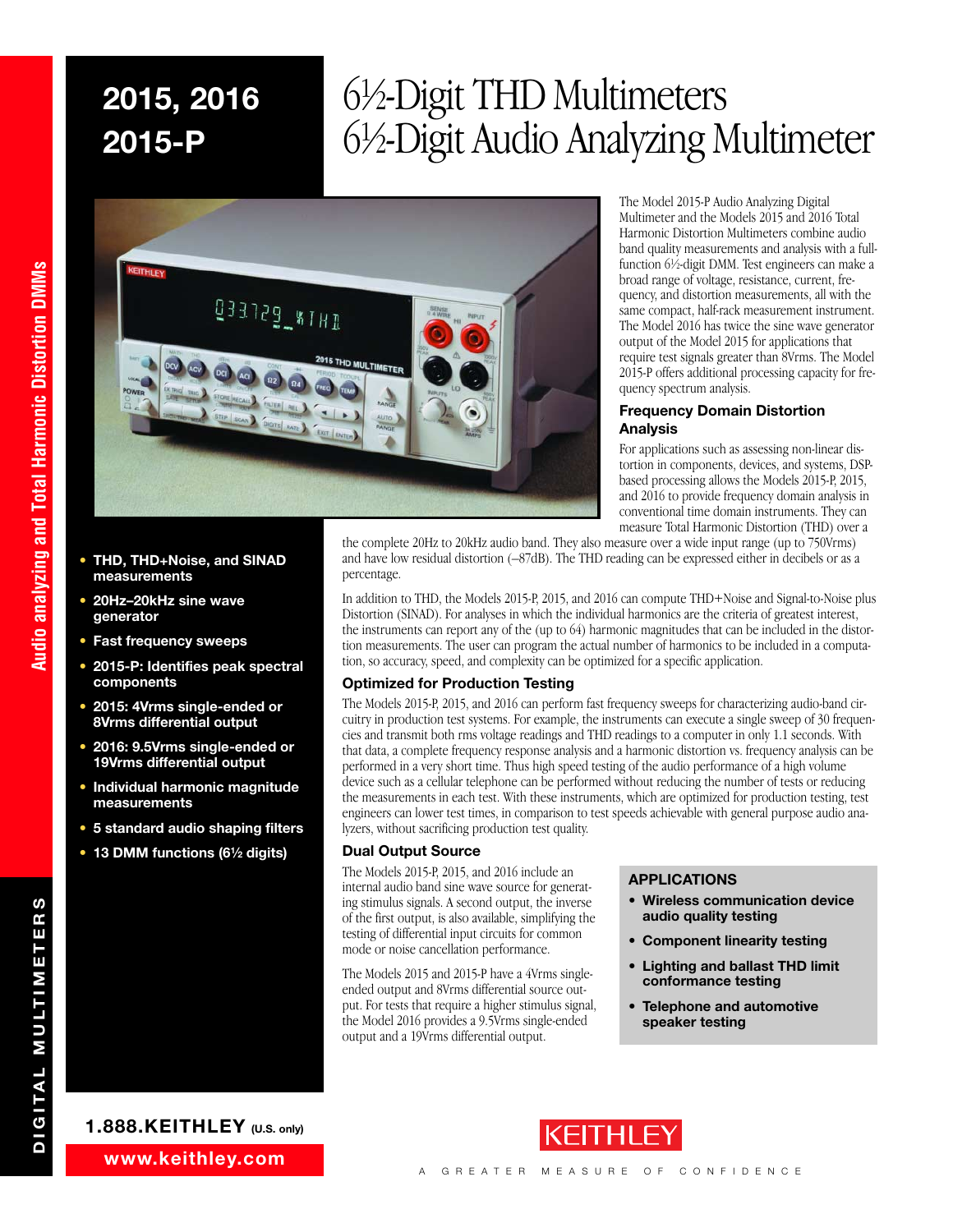# 2015, 2016 2015-P

# 6½-Digit THD Multimeters 6½-Digit Audio Analyzing Multimeter

- THD, THD+Noise, and SINAD measurements
- 20Hz–20kHz sine wave generator
- Fast frequency sweeps
- 2015-P: Identifies peak spectral components
- 2015: 4Vrms single-ended or 8Vrms differential output
- 2016: 9.5Vrms single-ended or 19Vrms differential output
- Individual harmonic magnitude measurements
- 5 standard audio shaping filters
- 13 DMM functions (6½ digits)

The Model 2015-P Audio Analyzing Digital Multimeter and the Models 2015 and 2016 Total Harmonic Distortion Multimeters combine audio band quality measurements and analysis with a full-function 6½-digit DMM. Test engineers can make a broad range of voltage, resistance, current, frequency, and distortion measurements, all with the same compact, half-rack measurement instrument. The Model 2016 has twice the sine wave generator output of the Model 2015 for applications that require test signals greater than 8Vrms. The Model 2015-P offers additional processing capacity for frequency spectrum analysis.

### Frequency Domain Distortion Analysis

For applications such as assessing non-linear distortion in components, devices, and systems, DSP-based processing allows the Models 2015-P, 2015, and 2016 to provide frequency domain analysis in conventional time domain instruments. They can measure Total Harmonic Distortion (THD) over a the complete 20Hz to 20kHz audio band. They also measure over a wide input range (up to 750Vrms) and have low residual distortion (–87dB). The THD reading can be expressed either in decibels or as a percentage.

In addition to THD, the Models 2015-P, 2015, and 2016 can compute THD+Noise and Signal-to-Noise plus Distortion (SINAD). For analyses in which the individual harmonics are the criteria of greatest interest, the instruments can report any of the (up to 64) harmonic magnitudes that can be included in the distortion measurements. The user can program the actual number of harmonics to be included in a computation, so accuracy, speed, and complexity can be optimized for a specific application.

### Optimized for Production Testing

The Models 2015-P, 2015, and 2016 can perform fast frequency sweeps for characterizing audio-band circuitry in production test systems. For example, the instruments can execute a single sweep of 30 frequencies and transmit both rms voltage readings and THD readings to a computer in only 1.1 seconds. With that data, a complete frequency response analysis and a harmonic distortion vs. frequency analysis can be performed in a very short time. Thus high speed testing of the audio performance of a high volume device such as a cellular telephone can be performed without reducing the number of tests or reducing the measurements in each test. With these instruments, which are optimized for production testing, test engineers can lower test times, in comparison to test speeds achievable with general purpose audio analyzers, without sacrificing production test quality.

### Dual Output Source

The Models 2015-P, 2015, and 2016 include an internal audio band sine wave source for generating stimulus signals. A second output, the inverse of the first output, is also available, simplifying the testing of differential input circuits for common mode or noise cancellation performance.

The Models 2015 and 2015-P have a 4Vrms single-ended output and 8Vrms differential source output. For tests that require a higher stimulus signal, the Model 2016 provides a 9.5Vrms single-ended output and a 19Vrms differential output.

### APPLICATIONS

- Wireless communication device audio quality testing
- Component linearity testing
- Lighting and ballast THD limit conformance testing
- Telephone and automotive speaker testing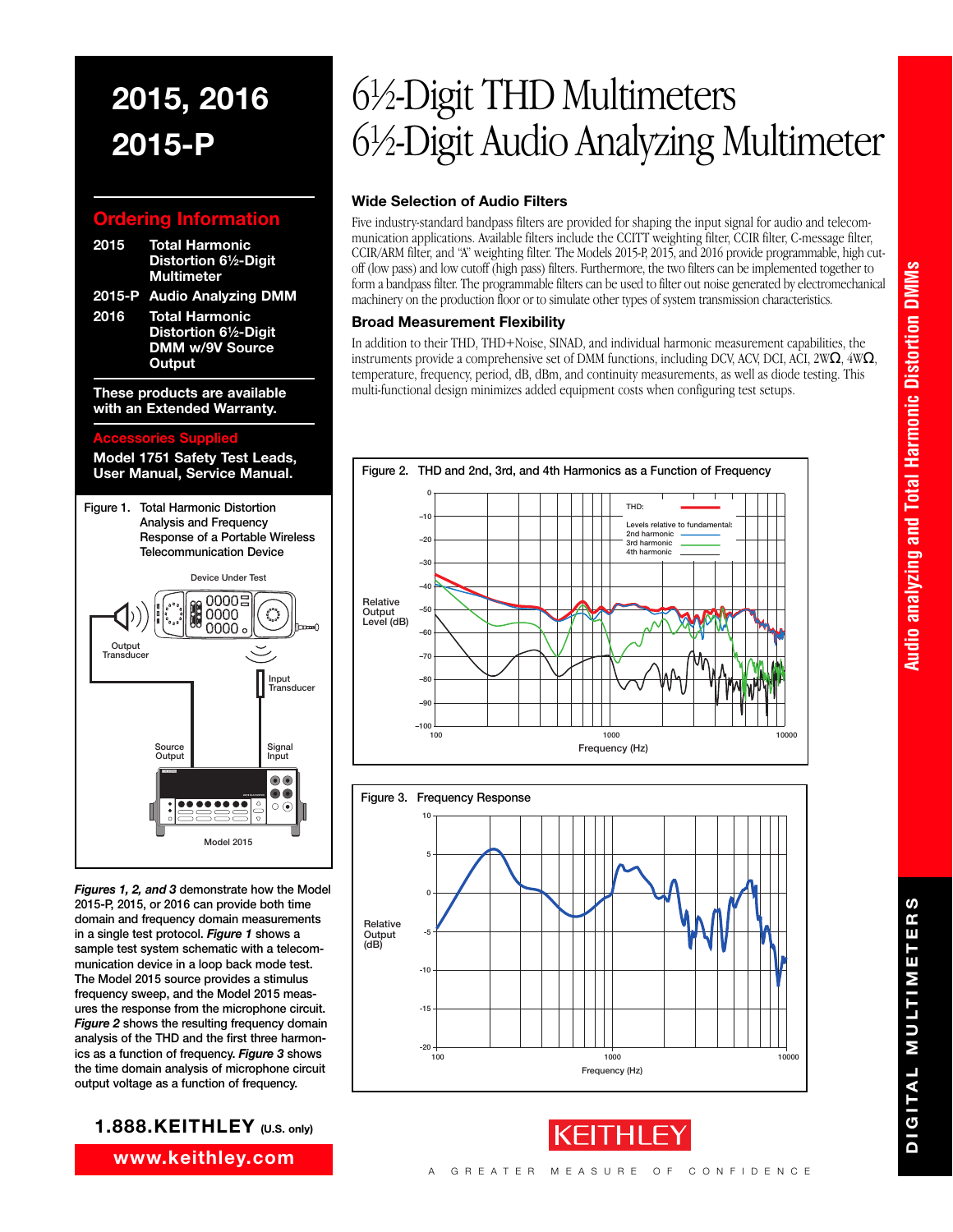# 2015, 2016 2015-P

## 6½-Digit THD Multimeters
## 6½-Digit Audio Analyzing Multimeter

### Ordering Information

**2015** Total Harmonic Distortion 6½-Digit Multimeter

**2015-P** Audio Analyzing DMM

**2016** Total Harmonic Distortion 6½-Digit DMM w/9V Source Output

**These products are available with an Extended Warranty.**

### Accessories Supplied

**Model 1751 Safety Test Leads, User Manual, Service Manual.**

Figure 1. Total Harmonic Distortion Analysis and Frequency Response of a Portable Wireless Telecommunication Device

***Figures 1, 2, and 3*** demonstrate how the Model 2015-P, 2015, or 2016 can provide both time domain and frequency domain measurements in a single test protocol. ***Figure 1*** shows a sample test system schematic with a telecommunication device in a loop back mode test. The Model 2015 source provides a stimulus frequency sweep, and the Model 2015 measures the response from the microphone circuit. ***Figure 2*** shows the resulting frequency domain analysis of the THD and the first three harmonics as a function of frequency. ***Figure 3*** shows the time domain analysis of microphone circuit output voltage as a function of frequency.

### Wide Selection of Audio Filters

Five industry-standard bandpass filters are provided for shaping the input signal for audio and telecommunication applications. Available filters include the CCITT weighting filter, CCIR filter, C-message filter, CCIR/ARM filter, and "A" weighting filter. The Models 2015-P, 2015, and 2016 provide programmable, high cutoff (low pass) and low cutoff (high pass) filters. Furthermore, the two filters can be implemented together to form a bandpass filter. The programmable filters can be used to filter out noise generated by electromechanical machinery on the production floor or to simulate other types of system transmission characteristics.

### Broad Measurement Flexibility

In addition to their THD, THD+Noise, SINAD, and individual harmonic measurement capabilities, the instruments provide a comprehensive set of DMM functions, including DCV, ACV, DCI, ACI, 2WΩ, 4WΩ, temperature, frequency, period, dB, dBm, and continuity measurements, as well as diode testing. This multi-functional design minimizes added equipment costs when configuring test setups.

Figure 2. THD and 2nd, 3rd, and 4th Harmonics as a Function of Frequency

Figure 3. Frequency Response

**1.888.KEITHLEY** (U.S. only)

**www.keithley.com**

KEITHLEY — A GREATER MEASURE OF CONFIDENCE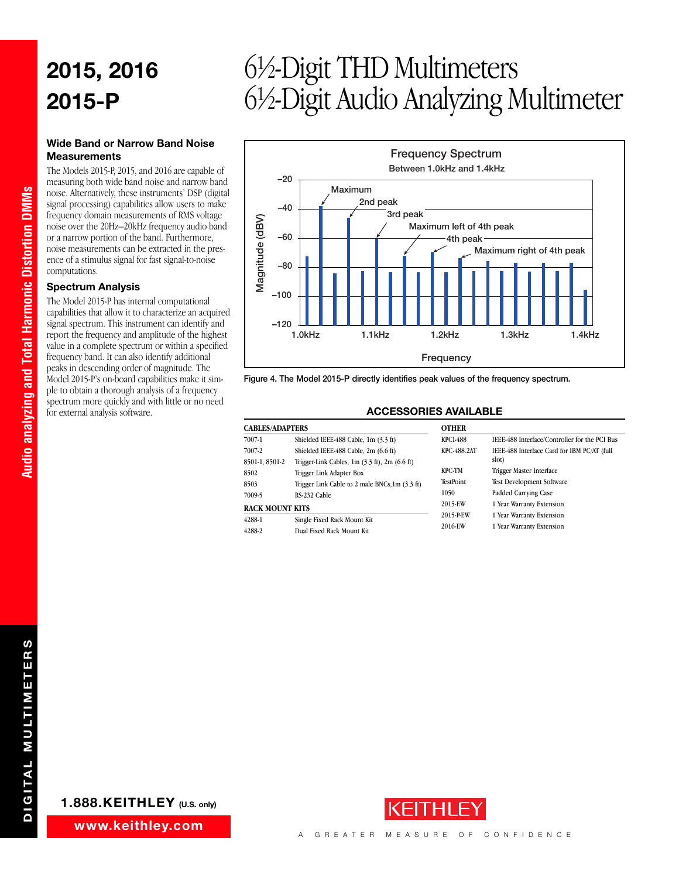# 2015, 2016 2015-P

# 6½-Digit THD Multimeters 6½-Digit Audio Analyzing Multimeter

### Wide Band or Narrow Band Noise Measurements

The Models 2015-P, 2015, and 2016 are capable of measuring both wide band noise and narrow band noise. Alternatively, these instruments' DSP (digital signal processing) capabilities allow users to make frequency domain measurements of RMS voltage noise over the 20Hz–20kHz frequency audio band or a narrow portion of the band. Furthermore, noise measurements can be extracted in the presence of a stimulus signal for fast signal-to-noise computations.

### Spectrum Analysis

The Model 2015-P has internal computational capabilities that allow it to characterize an acquired signal spectrum. This instrument can identify and report the frequency and amplitude of the highest value in a complete spectrum or within a specified frequency band. It can also identify additional peaks in descending order of magnitude. The Model 2015-P's on-board capabilities make it simple to obtain a thorough analysis of a frequency spectrum more quickly and with little or no need for external analysis software.

Figure 4. The Model 2015-P directly identifies peak values of the frequency spectrum.

## ACCESSORIES AVAILABLE

| CABLES/ADAPTERS | |
|---|---|
| 7007-1 | Shielded IEEE-488 Cable, 1m (3.3 ft) |
| 7007-2 | Shielded IEEE-488 Cable, 2m (6.6 ft) |
| 8501-1, 8501-2 | Trigger-Link Cables, 1m (3.3 ft), 2m (6.6 ft) |
| 8502 | Trigger Link Adapter Box |
| 8503 | Trigger Link Cable to 2 male BNCs,1m (3.3 ft) |
| 7009-5 | RS-232 Cable |

| RACK MOUNT KITS | |
|---|---|
| 4288-1 | Single Fixed Rack Mount Kit |
| 4288-2 | Dual Fixed Rack Mount Kit |

| OTHER | |
|---|---|
| KPCI-488 | IEEE-488 Interface/Controller for the PCI Bus |
| KPC-488.2AT | IEEE-488 Interface Card for IBM PC/AT (full slot) |
| KPC-TM | Trigger Master Interface |
| TestPoint | Test Development Software |
| 1050 | Padded Carrying Case |
| 2015-EW | 1 Year Warranty Extension |
| 2015-P-EW | 1 Year Warranty Extension |
| 2016-EW | 1 Year Warranty Extension |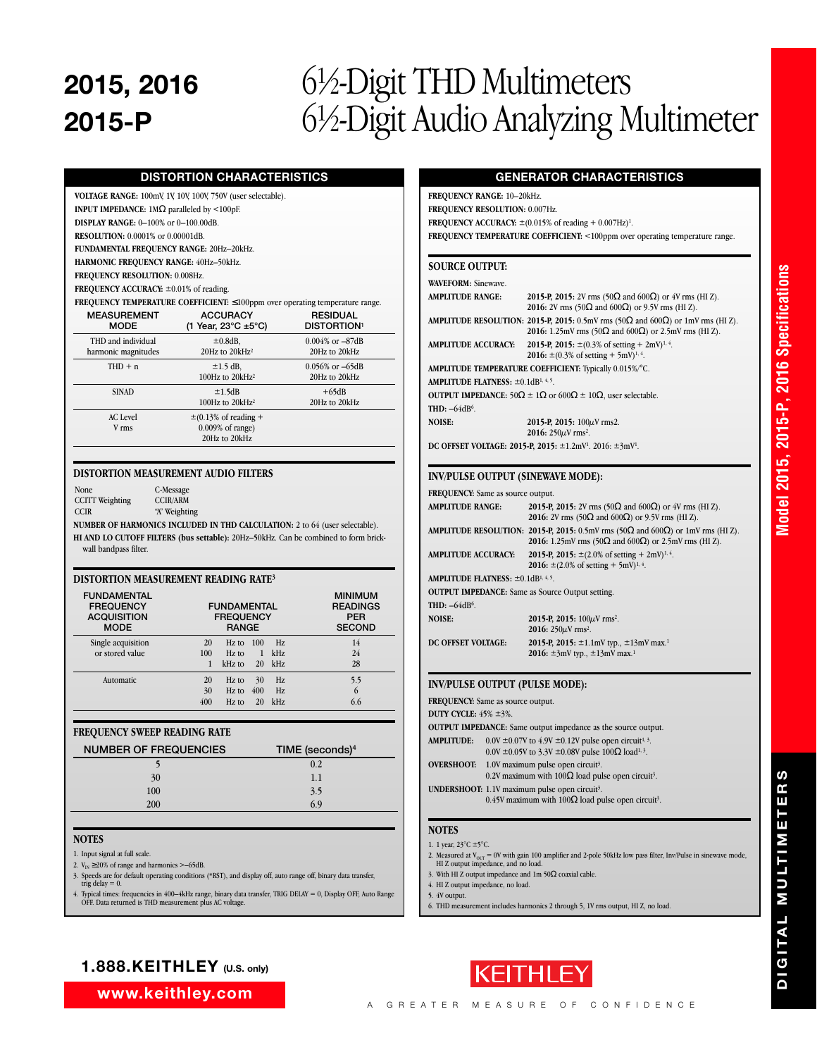# 2015, 2016 2015-P

# 6½-Digit THD Multimeters 6½-Digit Audio Analyzing Multimeter

## DISTORTION CHARACTERISTICS

**VOLTAGE RANGE:** 100mV, 1V, 10V, 100V, 750V (user selectable).
**INPUT IMPEDANCE:** 1MΩ paralleled by <100pF.
**DISPLAY RANGE:** 0–100% or 0–100.00dB.
**RESOLUTION:** 0.0001% or 0.00001dB.
**FUNDAMENTAL FREQUENCY RANGE:** 20Hz–20kHz.
**HARMONIC FREQUENCY RANGE:** 40Hz–50kHz.
**FREQUENCY RESOLUTION:** 0.008Hz.
**FREQUENCY ACCURACY:** ±0.01% of reading.
**FREQUENCY TEMPERATURE COEFFICIENT:** ≤100ppm over operating temperature range.

| MEASUREMENT MODE | ACCURACY (1 Year, 23°C ±5°C) | RESIDUAL DISTORTION[1] |
|---|---|---|
| THD and individual harmonic magnitudes | ±0.8dB, 20Hz to 20kHz[2] | 0.004% or –87dB 20Hz to 20kHz |
| THD + n | ±1.5 dB, 100Hz to 20kHz[2] | 0.056% or –65dB 20Hz to 20kHz |
| SINAD | ±1.5dB 100Hz to 20kHz[2] | +65dB 20Hz to 20kHz |
| AC Level V rms | ±(0.13% of reading + 0.009% of range) 20Hz to 20kHz | |

### DISTORTION MEASUREMENT AUDIO FILTERS

| | |
|---|---|
| None | C-Message |
| CCITT Weighting | CCIR/ARM |
| CCIR | "A" Weighting |

**NUMBER OF HARMONICS INCLUDED IN THD CALCULATION:** 2 to 64 (user selectable).
**HI AND LO CUTOFF FILTERS (bus settable):** 20Hz–50kHz. Can be combined to form brick-wall bandpass filter.

### DISTORTION MEASUREMENT READING RATE[3]

| FUNDAMENTAL FREQUENCY ACQUISITION MODE | FUNDAMENTAL FREQUENCY RANGE | MINIMUM READINGS PER SECOND |
|---|---|---|
| Single acquisition or stored value | 20 Hz to 100 Hz | 14 |
| | 100 Hz to 1 kHz | 24 |
| | 1 kHz to 20 kHz | 28 |
| Automatic | 20 Hz to 30 Hz | 5.5 |
| | 30 Hz to 400 Hz | 6 |
| | 400 Hz to 20 kHz | 6.6 |

### FREQUENCY SWEEP READING RATE

| NUMBER OF FREQUENCIES | TIME (seconds)[4] |
|---|---|
| 5 | 0.2 |
| 30 | 1.1 |
| 100 | 3.5 |
| 200 | 6.9 |

### NOTES

1. Input signal at full scale.
2. $V_{IN}$ ≥20% of range and harmonics >–65dB.
3. Speeds are for default operating conditions (*RST), and display off, auto range off, binary data transfer, trig delay = 0.
4. Typical times: frequencies in 400–4kHz range, binary data transfer, TRIG DELAY = 0, Display OFF, Auto Range OFF. Data returned is THD measurement plus AC voltage.

## GENERATOR CHARACTERISTICS

**FREQUENCY RANGE:** 10–20kHz.
**FREQUENCY RESOLUTION:** 0.007Hz.
**FREQUENCY ACCURACY:** ±(0.015% of reading + 0.007Hz)[1].
**FREQUENCY TEMPERATURE COEFFICIENT:** <100ppm over operating temperature range.

### SOURCE OUTPUT:

**WAVEFORM:** Sinewave.
**AMPLITUDE RANGE:** **2015-P, 2015:** 2V rms (50Ω and 600Ω) or 4V rms (HI Z). **2016:** 2V rms (50Ω and 600Ω) or 9.5V rms (HI Z).
**AMPLITUDE RESOLUTION:** **2015-P, 2015:** 0.5mV rms (50Ω and 600Ω) or 1mV rms (HI Z). **2016:** 1.25mV rms (50Ω and 600Ω) or 2.5mV rms (HI Z).
**AMPLITUDE ACCURACY:** **2015-P, 2015:** ±(0.3% of setting + 2mV)[1, 4]. **2016:** ±(0.3% of setting + 5mV)[1, 4].
**AMPLITUDE TEMPERATURE COEFFICIENT:** Typically 0.015%/°C.
**AMPLITUDE FLATNESS:** ±0.1dB[1, 4, 5].
**OUTPUT IMPEDANCE:** 50Ω ± 1Ω or 600Ω ± 10Ω, user selectable.
**THD:** –64dB[6].
**NOISE:** **2015-P, 2015:** 100µV rms2. **2016:** 250µV rms[2].
**DC OFFSET VOLTAGE: 2015-P, 2015:** ±1.2mV[1]. 2016: ±3mV[1].

### INV/PULSE OUTPUT (SINEWAVE MODE):

**FREQUENCY:** Same as source output.
**AMPLITUDE RANGE:** **2015-P, 2015:** 2V rms (50Ω and 600Ω) or 4V rms (HI Z). **2016:** 2V rms (50Ω and 600Ω) or 9.5V rms (HI Z).
**AMPLITUDE RESOLUTION:** **2015-P, 2015:** 0.5mV rms (50Ω and 600Ω) or 1mV rms (HI Z). **2016:** 1.25mV rms (50Ω and 600Ω) or 2.5mV rms (HI Z).
**AMPLITUDE ACCURACY:** **2015-P, 2015:** ±(2.0% of setting + 2mV)[1, 4]. **2016:** ±(2.0% of setting + 5mV)[1, 4].
**AMPLITUDE FLATNESS:** ±0.1dB[1, 4, 5].
**OUTPUT IMPEDANCE:** Same as Source Output setting.
**THD:** –64dB[6].
**NOISE:** **2015-P, 2015:** 100µV rms[2]. **2016:** 250µV rms[2].
**DC OFFSET VOLTAGE:** **2015-P, 2015:** ±1.1mV typ., ±13mV max.[1] **2016:** ±3mV typ., ±13mV max.[1]

### INV/PULSE OUTPUT (PULSE MODE):

**FREQUENCY:** Same as source output.
**DUTY CYCLE:** 45% ±3%.
**OUTPUT IMPEDANCE:** Same output impedance as the source output.
**AMPLITUDE:** 0.0V ±0.07V to 4.9V ±0.12V pulse open circuit[1, 3]. 0.0V ±0.05V to 3.3V ±0.08V pulse 100Ω load[1, 3].
**OVERSHOOT:** 1.0V maximum pulse open circuit[3]. 0.2V maximum with 100Ω load pulse open circuit[3].
**UNDERSHOOT:** 1.1V maximum pulse open circuit[3]. 0.45V maximum with 100Ω load pulse open circuit[3].

### NOTES

1. 1 year, 23°C ±5°C.
2. Measured at $V_{OUT}$ = 0V with gain 100 amplifier and 2-pole 50kHz low pass filter, Inv/Pulse in sinewave mode, HI Z output impedance, and no load.
3. With HI Z output impedance and 1m 50Ω coaxial cable.
4. HI Z output impedance, no load.
5. 4V output.
6. THD measurement includes harmonics 2 through 5, 1V rms output, HI Z, no load.

1.888.KEITHLEY (U.S. only)
www.keithley.com

KEITHLEY
A GREATER MEASURE OF CONFIDENCE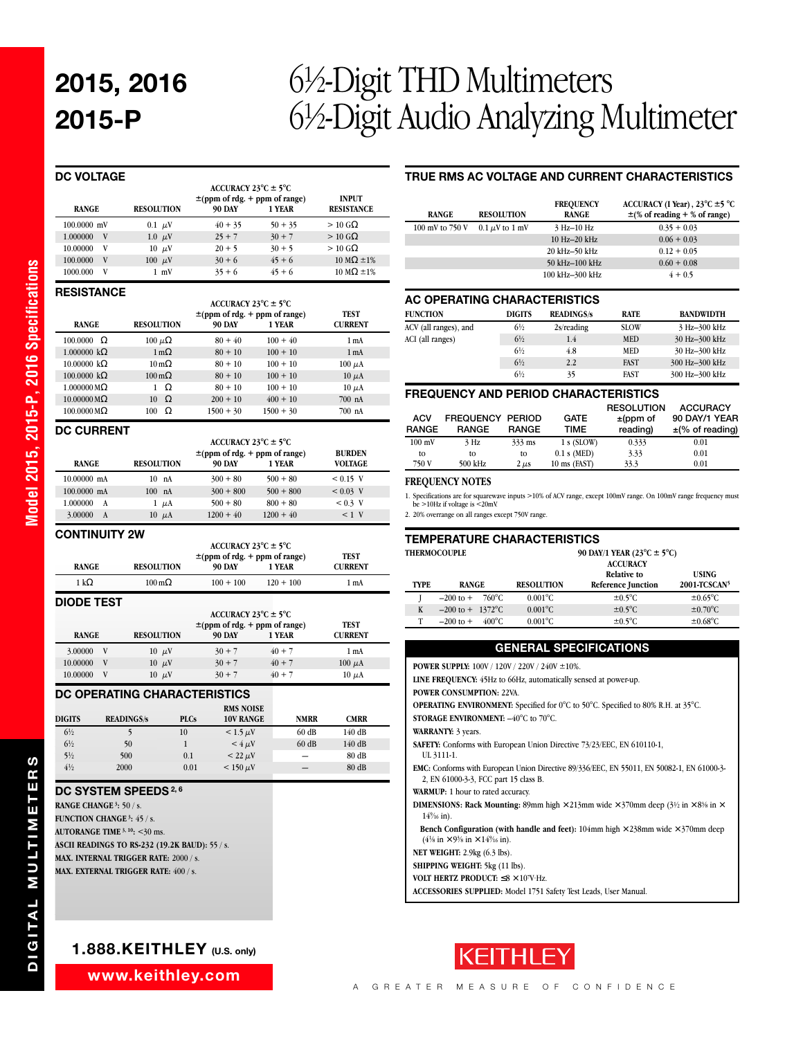# 2015, 2016
# 2015-P

# 6½-Digit THD Multimeters
# 6½-Digit Audio Analyzing Multimeter

## DC VOLTAGE

| RANGE | RESOLUTION | ACCURACY 23°C ± 5°C ±(ppm of rdg. + ppm of range) 90 DAY | 1 YEAR | INPUT RESISTANCE |
|---|---|---|---|---|
| 100.0000 mV | 0.1 μV | 40 + 35 | 50 + 35 | > 10 GΩ |
| 1.000000 V | 1.0 μV | 25 + 7 | 30 + 7 | > 10 GΩ |
| 10.00000 V | 10 μV | 20 + 5 | 30 + 5 | > 10 GΩ |
| 100.0000 V | 100 μV | 30 + 6 | 45 + 6 | 10 MΩ ±1% |
| 1000.000 V | 1 mV | 35 + 6 | 45 + 6 | 10 MΩ ±1% |

## RESISTANCE

| RANGE | RESOLUTION | ACCURACY 23°C ± 5°C ±(ppm of rdg. + ppm of range) 90 DAY | 1 YEAR | TEST CURRENT |
|---|---|---|---|---|
| 100.0000 Ω | 100 μΩ | 80 + 40 | 100 + 40 | 1 mA |
| 1.000000 kΩ | 1 mΩ | 80 + 10 | 100 + 10 | 1 mA |
| 10.00000 kΩ | 10 mΩ | 80 + 10 | 100 + 10 | 100 μA |
| 100.0000 kΩ | 100 mΩ | 80 + 10 | 100 + 10 | 10 μA |
| 1.000000 MΩ | 1 Ω | 80 + 10 | 100 + 10 | 10 μA |
| 10.00000 MΩ | 10 Ω | 200 + 10 | 400 + 10 | 700 nA |
| 100.0000 MΩ | 100 Ω | 1500 + 30 | 1500 + 30 | 700 nA |

## DC CURRENT

| RANGE | RESOLUTION | ACCURACY 23°C ± 5°C ±(ppm of rdg. + ppm of range) 90 DAY | 1 YEAR | BURDEN VOLTAGE |
|---|---|---|---|---|
| 10.00000 mA | 10 nA | 300 + 80 | 500 + 80 | < 0.15 V |
| 100.0000 mA | 100 nA | 300 + 800 | 500 + 800 | < 0.03 V |
| 1.000000 A | 1 μA | 500 + 80 | 800 + 80 | < 0.3 V |
| 3.00000 A | 10 μA | 1200 + 40 | 1200 + 40 | < 1 V |

## CONTINUITY 2W

| RANGE | RESOLUTION | ACCURACY 23°C ± 5°C ±(ppm of rdg. + ppm of range) 90 DAY | 1 YEAR | TEST CURRENT |
|---|---|---|---|---|
| 1 kΩ | 100 mΩ | 100 + 100 | 120 + 100 | 1 mA |

## DIODE TEST

| RANGE | RESOLUTION | ACCURACY 23°C ± 5°C ±(ppm of rdg. + ppm of range) 90 DAY | 1 YEAR | TEST CURRENT |
|---|---|---|---|---|
| 3.00000 V | 10 μV | 30 + 7 | 40 + 7 | 1 mA |
| 10.00000 V | 10 μV | 30 + 7 | 40 + 7 | 100 μA |
| 10.00000 V | 10 μV | 30 + 7 | 40 + 7 | 10 μA |

## DC OPERATING CHARACTERISTICS

| DIGITS | READINGS/s | PLCs | RMS NOISE 10V RANGE | NMRR | CMRR |
|---|---|---|---|---|---|
| 6½ | 5 | 10 | < 1.5 μV | 60 dB | 140 dB |
| 6½ | 50 | 1 | < 4 μV | 60 dB | 140 dB |
| 5½ | 500 | 0.1 | < 22 μV | — | 80 dB |
| 4½ | 2000 | 0.01 | < 150 μV | — | 80 dB |

## DC SYSTEM SPEEDS [2, 6]

**RANGE CHANGE [3]:** 50 / s.
**FUNCTION CHANGE [3]:** 45 / s.
**AUTORANGE TIME [3, 10]:** <30 ms.
**ASCII READINGS TO RS-232 (19.2K BAUD):** 55 / s.
**MAX. INTERNAL TRIGGER RATE:** 2000 / s.
**MAX. EXTERNAL TRIGGER RATE:** 400 / s.

## TRUE RMS AC VOLTAGE AND CURRENT CHARACTERISTICS

| RANGE | RESOLUTION | FREQUENCY RANGE | ACCURACY (1 Year), 23°C ±5 °C ±(% of reading + % of range) |
|---|---|---|---|
| 100 mV to 750 V | 0.1 μV to 1 mV | 3 Hz–10 Hz | 0.35 + 0.03 |
| | | 10 Hz–20 kHz | 0.06 + 0.03 |
| | | 20 kHz–50 kHz | 0.12 + 0.05 |
| | | 50 kHz–100 kHz | 0.60 + 0.08 |
| | | 100 kHz–300 kHz | 4 + 0.5 |

## AC OPERATING CHARACTERISTICS

| FUNCTION | DIGITS | READINGS/s | RATE | BANDWIDTH |
|---|---|---|---|---|
| ACV (all ranges), and ACI (all ranges) | 6½ | 2s/reading | SLOW | 3 Hz–300 kHz |
| | 6½ | 1.4 | MED | 30 Hz–300 kHz |
| | 6½ | 4.8 | MED | 30 Hz–300 kHz |
| | 6½ | 2.2 | FAST | 300 Hz–300 kHz |
| | 6½ | 35 | FAST | 300 Hz–300 kHz |

## FREQUENCY AND PERIOD CHARACTERISTICS

| ACV RANGE | FREQUENCY RANGE | PERIOD RANGE | GATE TIME | RESOLUTION ±(ppm of reading) | ACCURACY 90 DAY/1 YEAR ±(% of reading) |
|---|---|---|---|---|---|
| 100 mV | 3 Hz | 333 ms | 1 s (SLOW) | 0.333 | 0.01 |
| to | to | to | 0.1 s (MED) | 3.33 | 0.01 |
| 750 V | 500 kHz | 2 μs | 10 ms (FAST) | 33.3 | 0.01 |

### FREQUENCY NOTES

1. Specifications are for squarewave inputs >10% of ACV range, except 100mV range. On 100mV range frequency must be >10Hz if voltage is <20mV.
2. 20% overrange on all ranges except 750V range.

## TEMPERATURE CHARACTERISTICS

**THERMOCOUPLE**

| TYPE | RANGE | RESOLUTION | 90 DAY/1 YEAR (23°C ± 5°C) ACCURACY Relative to Reference Junction | USING 2001-TCSCAN[5] |
|---|---|---|---|---|
| J | −200 to + 760°C | 0.001°C | ±0.5°C | ±0.65°C |
| K | −200 to + 1372°C | 0.001°C | ±0.5°C | ±0.70°C |
| T | −200 to + 400°C | 0.001°C | ±0.5°C | ±0.68°C |

## GENERAL SPECIFICATIONS

**POWER SUPPLY:** 100V / 120V / 220V / 240V ±10%.

**LINE FREQUENCY:** 45Hz to 66Hz, automatically sensed at power-up.

**POWER CONSUMPTION:** 22VA.

**OPERATING ENVIRONMENT:** Specified for 0°C to 50°C. Specified to 80% R.H. at 35°C.

**STORAGE ENVIRONMENT:** –40°C to 70°C.

**WARRANTY:** 3 years.

**SAFETY:** Conforms with European Union Directive 73/23/EEC, EN 610110-1, UL 3111-1.

**EMC:** Conforms with European Union Directive 89/336/EEC, EN 55011, EN 50082-1, EN 61000-3-2, EN 61000-3-3, FCC part 15 class B.

**WARMUP:** 1 hour to rated accuracy.

**DIMENSIONS: Rack Mounting:** 89mm high × 213mm wide × 370mm deep (3½ in × 8⅜ in × 14⁹⁄₁₆ in).

**Bench Configuration (with handle and feet):** 104mm high × 238mm wide × 370mm deep (4⅛ in × 9⅜ in × 14⁹⁄₁₆ in).

**NET WEIGHT:** 2.9kg (6.3 lbs).

**SHIPPING WEIGHT:** 5kg (11 lbs).

**VOLT HERTZ PRODUCT:** $\leq 8 \times 10^7$V·Hz.

**ACCESSORIES SUPPLIED:** Model 1751 Safety Test Leads, User Manual.